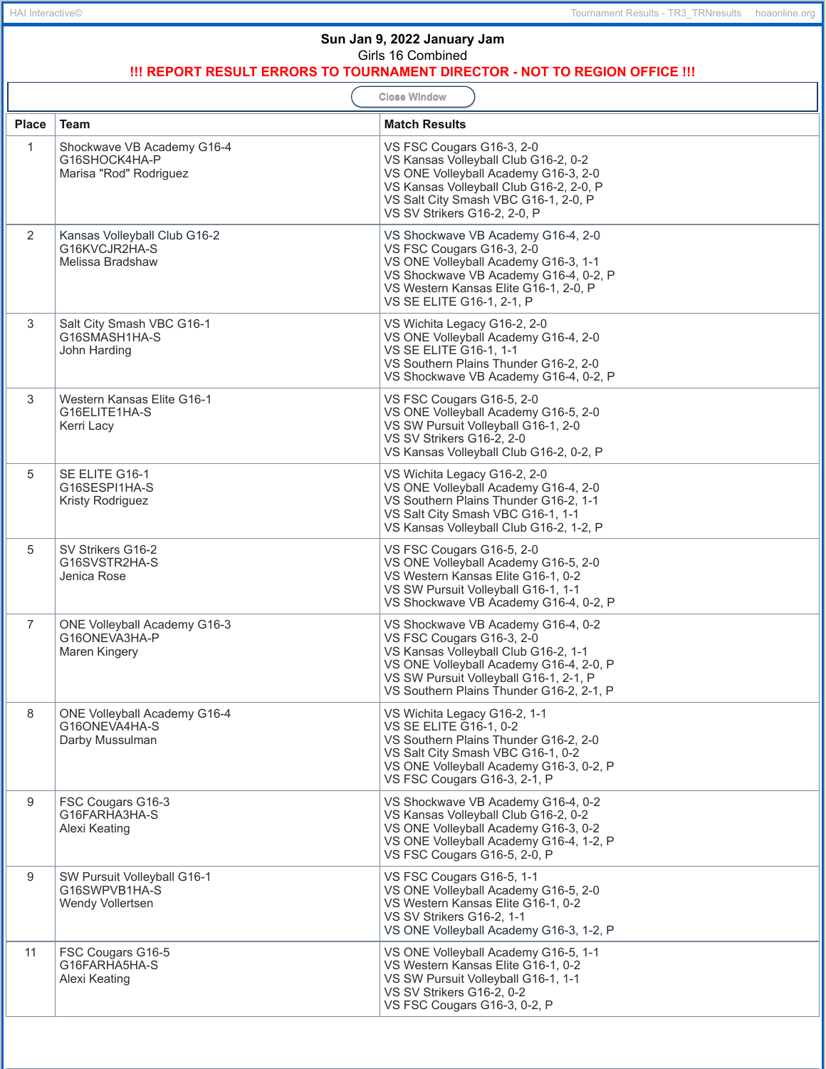**Sun Jan 9, 2022 January Jam**

Girls 16 Combined

**!!! REPORT RESULT ERRORS TO TOURNAMENT DIRECTOR - NOT TO REGION OFFICE !!!**

Close Window

| Place | Team | Match Results |
|---|---|---|
| 1 | Shockwave VB Academy G16-4<br>G16SHOCK4HA-P<br>Marisa "Rod" Rodriguez | VS FSC Cougars G16-3, 2-0<br>VS Kansas Volleyball Club G16-2, 0-2<br>VS ONE Volleyball Academy G16-3, 2-0<br>VS Kansas Volleyball Club G16-2, 2-0, P<br>VS Salt City Smash VBC G16-1, 2-0, P<br>VS SV Strikers G16-2, 2-0, P |
| 2 | Kansas Volleyball Club G16-2<br>G16KVCJR2HA-S<br>Melissa Bradshaw | VS Shockwave VB Academy G16-4, 2-0<br>VS FSC Cougars G16-3, 2-0<br>VS ONE Volleyball Academy G16-3, 1-1<br>VS Shockwave VB Academy G16-4, 0-2, P<br>VS Western Kansas Elite G16-1, 2-0, P<br>VS SE ELITE G16-1, 2-1, P |
| 3 | Salt City Smash VBC G16-1<br>G16SMASH1HA-S<br>John Harding | VS Wichita Legacy G16-2, 2-0<br>VS ONE Volleyball Academy G16-4, 2-0<br>VS SE ELITE G16-1, 1-1<br>VS Southern Plains Thunder G16-2, 2-0<br>VS Shockwave VB Academy G16-4, 0-2, P |
| 3 | Western Kansas Elite G16-1<br>G16ELITE1HA-S<br>Kerri Lacy | VS FSC Cougars G16-5, 2-0<br>VS ONE Volleyball Academy G16-5, 2-0<br>VS SW Pursuit Volleyball G16-1, 2-0<br>VS SV Strikers G16-2, 2-0<br>VS Kansas Volleyball Club G16-2, 0-2, P |
| 5 | SE ELITE G16-1<br>G16SESPI1HA-S<br>Kristy Rodriguez | VS Wichita Legacy G16-2, 2-0<br>VS ONE Volleyball Academy G16-4, 2-0<br>VS Southern Plains Thunder G16-2, 1-1<br>VS Salt City Smash VBC G16-1, 1-1<br>VS Kansas Volleyball Club G16-2, 1-2, P |
| 5 | SV Strikers G16-2<br>G16SVSTR2HA-S<br>Jenica Rose | VS FSC Cougars G16-5, 2-0<br>VS ONE Volleyball Academy G16-5, 2-0<br>VS Western Kansas Elite G16-1, 0-2<br>VS SW Pursuit Volleyball G16-1, 1-1<br>VS Shockwave VB Academy G16-4, 0-2, P |
| 7 | ONE Volleyball Academy G16-3<br>G16ONEVA3HA-P<br>Maren Kingery | VS Shockwave VB Academy G16-4, 0-2<br>VS FSC Cougars G16-3, 2-0<br>VS Kansas Volleyball Club G16-2, 1-1<br>VS ONE Volleyball Academy G16-4, 2-0, P<br>VS SW Pursuit Volleyball G16-1, 2-1, P<br>VS Southern Plains Thunder G16-2, 2-1, P |
| 8 | ONE Volleyball Academy G16-4<br>G16ONEVA4HA-S<br>Darby Mussulman | VS Wichita Legacy G16-2, 1-1<br>VS SE ELITE G16-1, 0-2<br>VS Southern Plains Thunder G16-2, 2-0<br>VS Salt City Smash VBC G16-1, 0-2<br>VS ONE Volleyball Academy G16-3, 0-2, P<br>VS FSC Cougars G16-3, 2-1, P |
| 9 | FSC Cougars G16-3<br>G16FARHA3HA-S<br>Alexi Keating | VS Shockwave VB Academy G16-4, 0-2<br>VS Kansas Volleyball Club G16-2, 0-2<br>VS ONE Volleyball Academy G16-3, 0-2<br>VS ONE Volleyball Academy G16-4, 1-2, P<br>VS FSC Cougars G16-5, 2-0, P |
| 9 | SW Pursuit Volleyball G16-1<br>G16SWPVB1HA-S<br>Wendy Vollertsen | VS FSC Cougars G16-5, 1-1<br>VS ONE Volleyball Academy G16-5, 2-0<br>VS Western Kansas Elite G16-1, 0-2<br>VS SV Strikers G16-2, 1-1<br>VS ONE Volleyball Academy G16-3, 1-2, P |
| 11 | FSC Cougars G16-5<br>G16FARHA5HA-S<br>Alexi Keating | VS ONE Volleyball Academy G16-5, 1-1<br>VS Western Kansas Elite G16-1, 0-2<br>VS SW Pursuit Volleyball G16-1, 1-1<br>VS SV Strikers G16-2, 0-2<br>VS FSC Cougars G16-3, 0-2, P |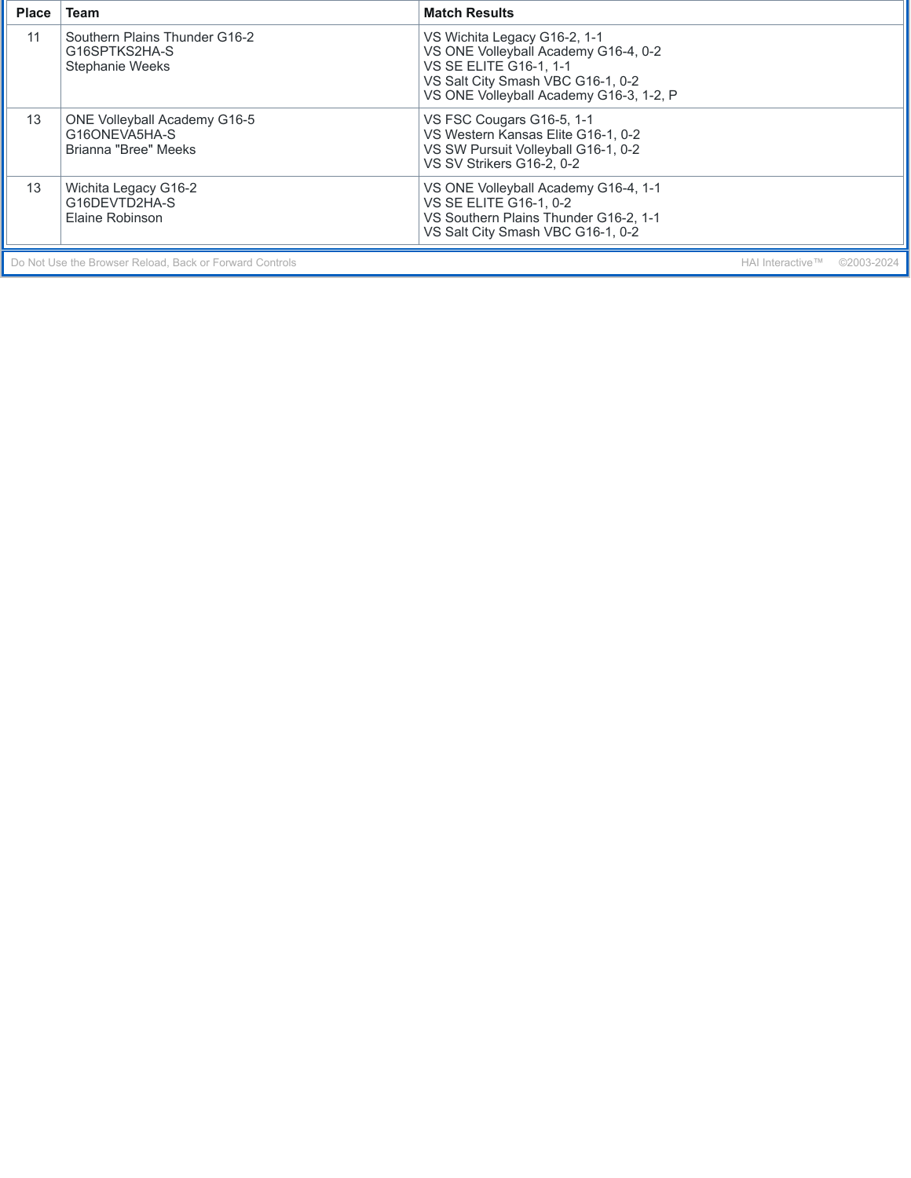| Place | Team | Match Results |
| --- | --- | --- |
| 11 | Southern Plains Thunder G16-2<br>G16SPTKS2HA-S<br>Stephanie Weeks | VS Wichita Legacy G16-2, 1-1<br>VS ONE Volleyball Academy G16-4, 0-2<br>VS SE ELITE G16-1, 1-1<br>VS Salt City Smash VBC G16-1, 0-2<br>VS ONE Volleyball Academy G16-3, 1-2, P |
| 13 | ONE Volleyball Academy G16-5<br>G16ONEVA5HA-S<br>Brianna "Bree" Meeks | VS FSC Cougars G16-5, 1-1<br>VS Western Kansas Elite G16-1, 0-2<br>VS SW Pursuit Volleyball G16-1, 0-2<br>VS SV Strikers G16-2, 0-2 |
| 13 | Wichita Legacy G16-2<br>G16DEVTD2HA-S<br>Elaine Robinson | VS ONE Volleyball Academy G16-4, 1-1<br>VS SE ELITE G16-1, 0-2<br>VS Southern Plains Thunder G16-2, 1-1<br>VS Salt City Smash VBC G16-1, 0-2 |

Do Not Use the Browser Reload, Back or Forward Controls

HAI Interactive™ ©2003-2024